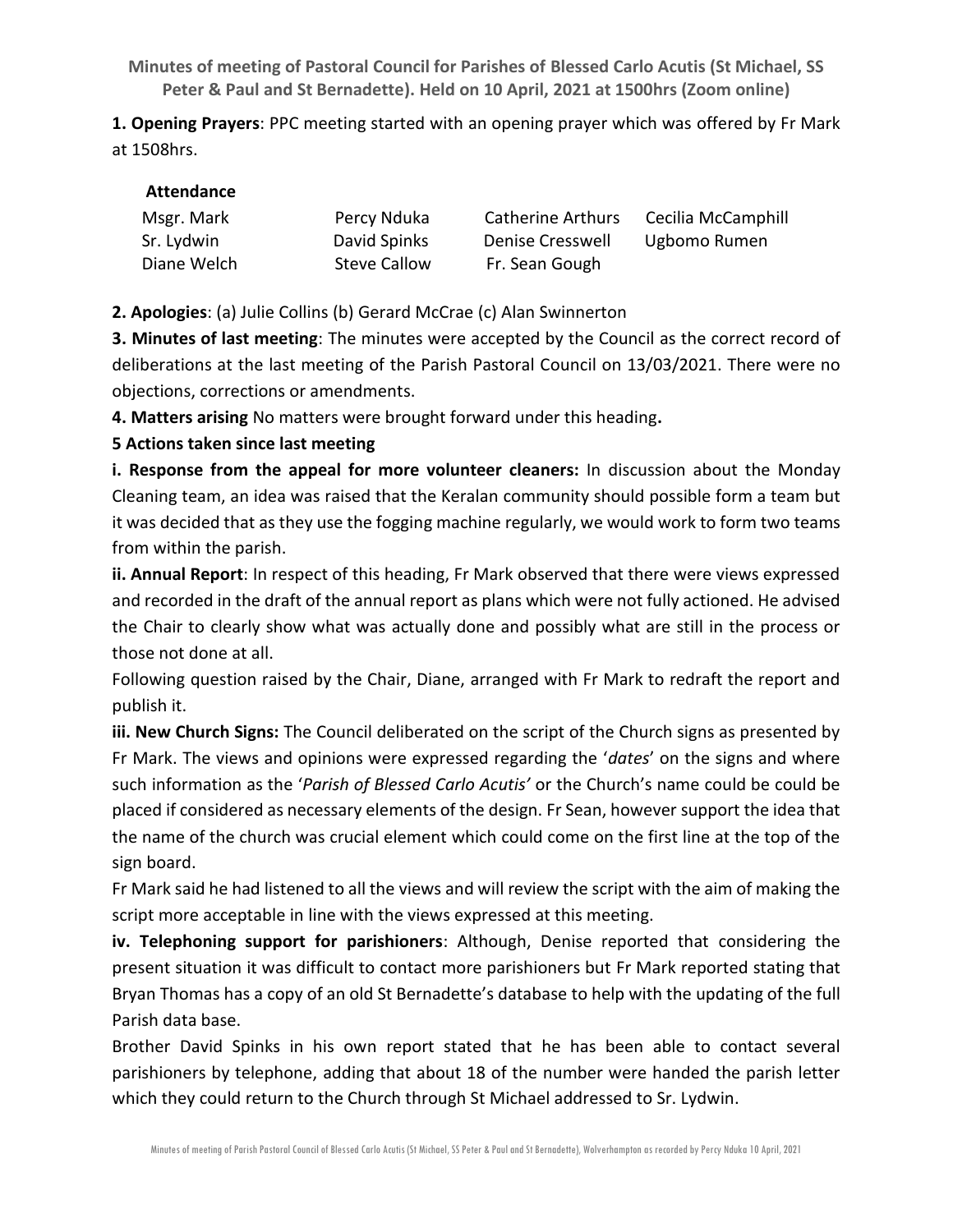**Minutes of meeting of Pastoral Council for Parishes of Blessed Carlo Acutis (St Michael, SS Peter & Paul and St Bernadette). Held on 10 April, 2021 at 1500hrs (Zoom online)**

**1. Opening Prayers**: PPC meeting started with an opening prayer which was offered by Fr Mark at 1508hrs.

**Attendance**

| | | | |
|---|---|---|---|
| Msgr. Mark | Percy Nduka | Catherine Arthurs | Cecilia McCamphill |
| Sr. Lydwin | David Spinks | Denise Cresswell | Ugbomo Rumen |
| Diane Welch | Steve Callow | Fr. Sean Gough | |

**2. Apologies**: (a) Julie Collins (b) Gerard McCrae (c) Alan Swinnerton

**3. Minutes of last meeting**: The minutes were accepted by the Council as the correct record of deliberations at the last meeting of the Parish Pastoral Council on 13/03/2021. There were no objections, corrections or amendments.

**4. Matters arising** No matters were brought forward under this heading**.**

**5 Actions taken since last meeting**

**i. Response from the appeal for more volunteer cleaners:** In discussion about the Monday Cleaning team, an idea was raised that the Keralan community should possible form a team but it was decided that as they use the fogging machine regularly, we would work to form two teams from within the parish.

**ii. Annual Report**: In respect of this heading, Fr Mark observed that there were views expressed and recorded in the draft of the annual report as plans which were not fully actioned. He advised the Chair to clearly show what was actually done and possibly what are still in the process or those not done at all.

Following question raised by the Chair, Diane, arranged with Fr Mark to redraft the report and publish it.

**iii. New Church Signs:** The Council deliberated on the script of the Church signs as presented by Fr Mark. The views and opinions were expressed regarding the '*dates*' on the signs and where such information as the '*Parish of Blessed Carlo Acutis'* or the Church's name could be could be placed if considered as necessary elements of the design. Fr Sean, however support the idea that the name of the church was crucial element which could come on the first line at the top of the sign board.

Fr Mark said he had listened to all the views and will review the script with the aim of making the script more acceptable in line with the views expressed at this meeting.

**iv. Telephoning support for parishioners**: Although, Denise reported that considering the present situation it was difficult to contact more parishioners but Fr Mark reported stating that Bryan Thomas has a copy of an old St Bernadette's database to help with the updating of the full Parish data base.

Brother David Spinks in his own report stated that he has been able to contact several parishioners by telephone, adding that about 18 of the number were handed the parish letter which they could return to the Church through St Michael addressed to Sr. Lydwin.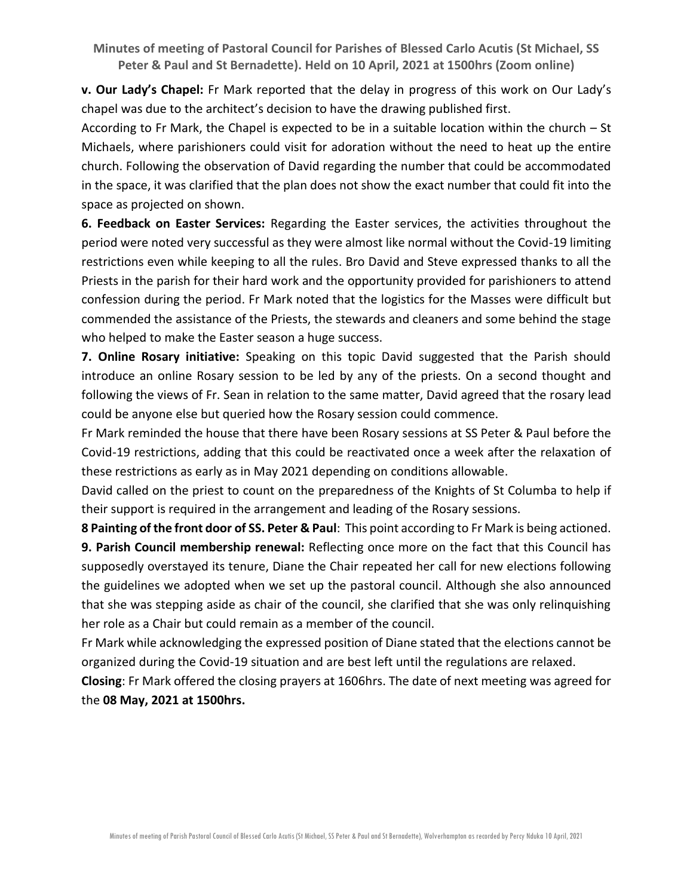**v. Our Lady's Chapel:** Fr Mark reported that the delay in progress of this work on Our Lady's chapel was due to the architect's decision to have the drawing published first.

According to Fr Mark, the Chapel is expected to be in a suitable location within the church – St Michaels, where parishioners could visit for adoration without the need to heat up the entire church. Following the observation of David regarding the number that could be accommodated in the space, it was clarified that the plan does not show the exact number that could fit into the space as projected on shown.

**6. Feedback on Easter Services:** Regarding the Easter services, the activities throughout the period were noted very successful as they were almost like normal without the Covid-19 limiting restrictions even while keeping to all the rules. Bro David and Steve expressed thanks to all the Priests in the parish for their hard work and the opportunity provided for parishioners to attend confession during the period. Fr Mark noted that the logistics for the Masses were difficult but commended the assistance of the Priests, the stewards and cleaners and some behind the stage who helped to make the Easter season a huge success.

**7. Online Rosary initiative:** Speaking on this topic David suggested that the Parish should introduce an online Rosary session to be led by any of the priests. On a second thought and following the views of Fr. Sean in relation to the same matter, David agreed that the rosary lead could be anyone else but queried how the Rosary session could commence.

Fr Mark reminded the house that there have been Rosary sessions at SS Peter & Paul before the Covid-19 restrictions, adding that this could be reactivated once a week after the relaxation of these restrictions as early as in May 2021 depending on conditions allowable.

David called on the priest to count on the preparedness of the Knights of St Columba to help if their support is required in the arrangement and leading of the Rosary sessions.

**8 Painting of the front door of SS. Peter & Paul**: This point according to Fr Mark is being actioned.

**9. Parish Council membership renewal:** Reflecting once more on the fact that this Council has supposedly overstayed its tenure, Diane the Chair repeated her call for new elections following the guidelines we adopted when we set up the pastoral council. Although she also announced that she was stepping aside as chair of the council, she clarified that she was only relinquishing her role as a Chair but could remain as a member of the council.

Fr Mark while acknowledging the expressed position of Diane stated that the elections cannot be organized during the Covid-19 situation and are best left until the regulations are relaxed.

**Closing**: Fr Mark offered the closing prayers at 1606hrs. The date of next meeting was agreed for the **08 May, 2021 at 1500hrs.**